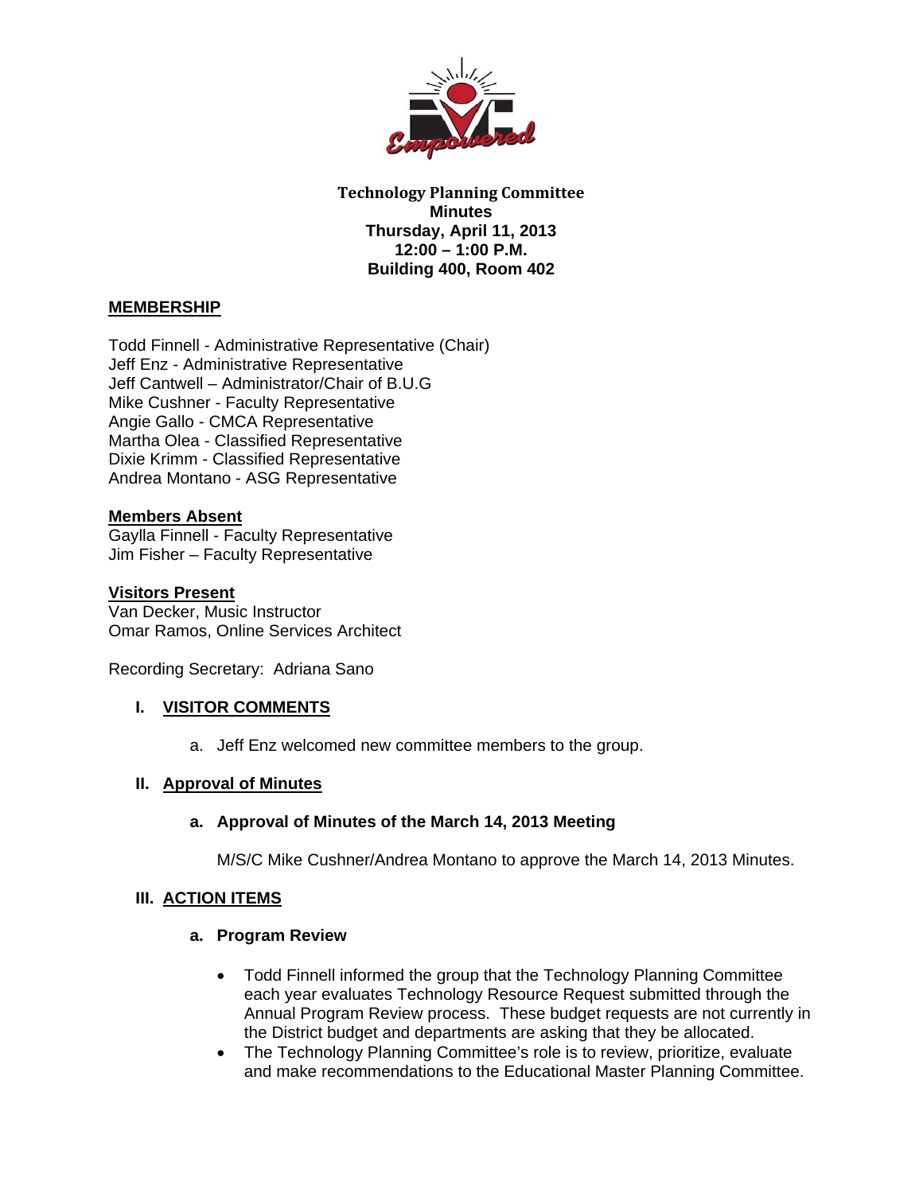**Technology Planning Committee**
**Minutes**
**Thursday, April 11, 2013**
**12:00 – 1:00 P.M.**
**Building 400, Room 402**

## MEMBERSHIP

Todd Finnell - Administrative Representative (Chair)
Jeff Enz - Administrative Representative
Jeff Cantwell – Administrator/Chair of B.U.G
Mike Cushner - Faculty Representative
Angie Gallo - CMCA Representative
Martha Olea - Classified Representative
Dixie Krimm - Classified Representative
Andrea Montano - ASG Representative

### Members Absent

Gaylla Finnell - Faculty Representative
Jim Fisher – Faculty Representative

### Visitors Present

Van Decker, Music Instructor
Omar Ramos, Online Services Architect

Recording Secretary: Adriana Sano

## I. VISITOR COMMENTS

a. Jeff Enz welcomed new committee members to the group.

## II. Approval of Minutes

### a. Approval of Minutes of the March 14, 2013 Meeting

M/S/C Mike Cushner/Andrea Montano to approve the March 14, 2013 Minutes.

## III. ACTION ITEMS

### a. Program Review

- Todd Finnell informed the group that the Technology Planning Committee each year evaluates Technology Resource Request submitted through the Annual Program Review process. These budget requests are not currently in the District budget and departments are asking that they be allocated.
- The Technology Planning Committee's role is to review, prioritize, evaluate and make recommendations to the Educational Master Planning Committee.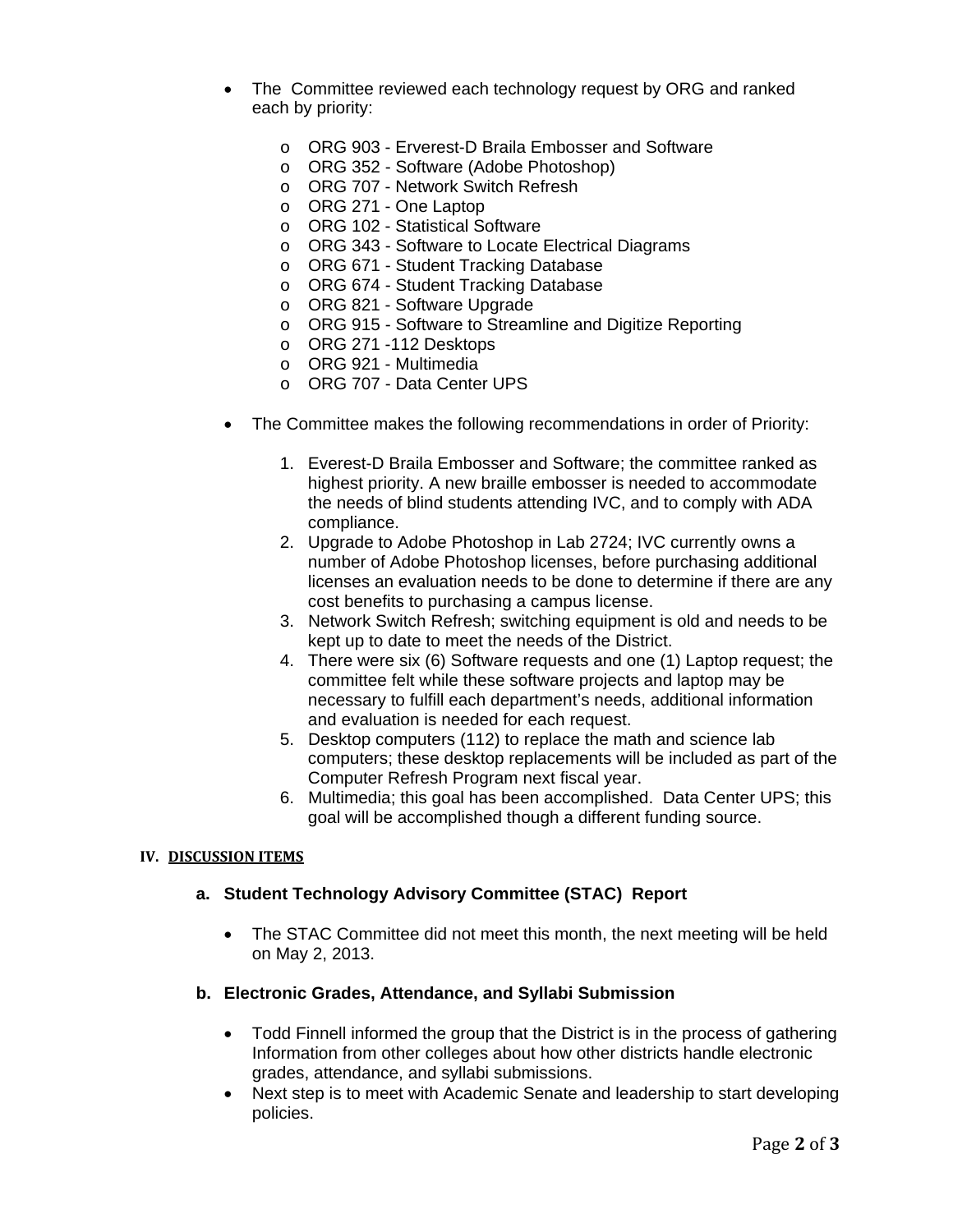- The  Committee reviewed each technology request by ORG and ranked each by priority:

    - ORG 903 - Erverest-D Braila Embosser and Software
    - ORG 352 - Software (Adobe Photoshop)
    - ORG 707 - Network Switch Refresh
    - ORG 271 - One Laptop
    - ORG 102 - Statistical Software
    - ORG 343 - Software to Locate Electrical Diagrams
    - ORG 671 - Student Tracking Database
    - ORG 674 - Student Tracking Database
    - ORG 821 - Software Upgrade
    - ORG 915 - Software to Streamline and Digitize Reporting
    - ORG 271 -112 Desktops
    - ORG 921 - Multimedia
    - ORG 707 - Data Center UPS

- The Committee makes the following recommendations in order of Priority:

    1. Everest-D Braila Embosser and Software; the committee ranked as highest priority. A new braille embosser is needed to accommodate the needs of blind students attending IVC, and to comply with ADA compliance.
    2. Upgrade to Adobe Photoshop in Lab 2724; IVC currently owns a number of Adobe Photoshop licenses, before purchasing additional licenses an evaluation needs to be done to determine if there are any cost benefits to purchasing a campus license.
    3. Network Switch Refresh; switching equipment is old and needs to be kept up to date to meet the needs of the District.
    4. There were six (6) Software requests and one (1) Laptop request; the committee felt while these software projects and laptop may be necessary to fulfill each department's needs, additional information and evaluation is needed for each request.
    5. Desktop computers (112) to replace the math and science lab computers; these desktop replacements will be included as part of the Computer Refresh Program next fiscal year.
    6. Multimedia; this goal has been accomplished.  Data Center UPS; this goal will be accomplished though a different funding source.

## IV. DISCUSSION ITEMS

### a. Student Technology Advisory Committee (STAC)  Report

- The STAC Committee did not meet this month, the next meeting will be held on May 2, 2013.

### b. Electronic Grades, Attendance, and Syllabi Submission

- Todd Finnell informed the group that the District is in the process of gathering Information from other colleges about how other districts handle electronic grades, attendance, and syllabi submissions.
- Next step is to meet with Academic Senate and leadership to start developing policies.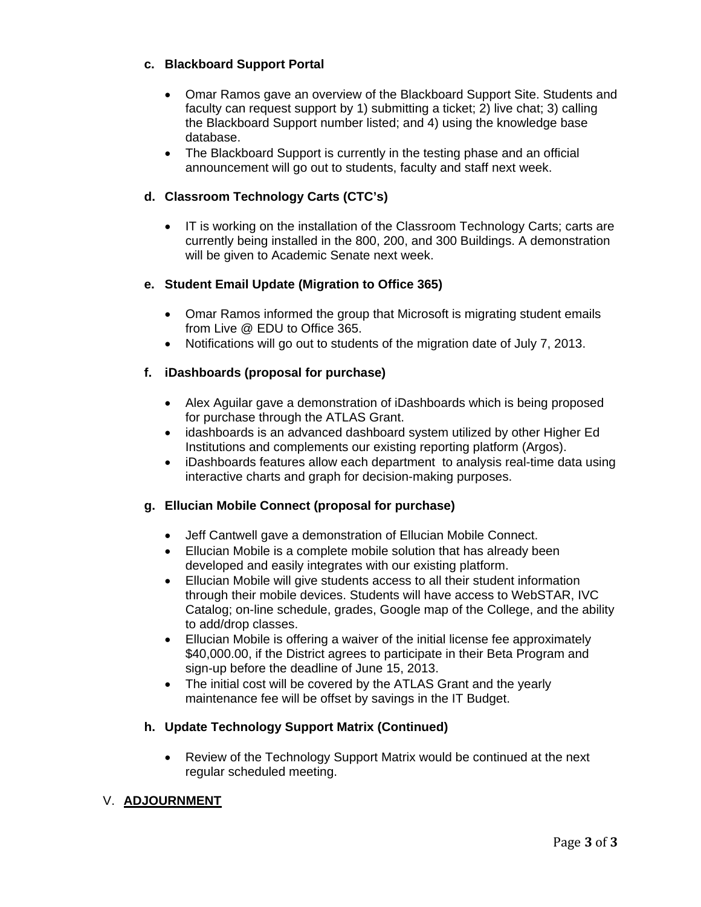c. **Blackboard Support Portal**

- Omar Ramos gave an overview of the Blackboard Support Site. Students and faculty can request support by 1) submitting a ticket; 2) live chat; 3) calling the Blackboard Support number listed; and 4) using the knowledge base database.
- The Blackboard Support is currently in the testing phase and an official announcement will go out to students, faculty and staff next week.

d. **Classroom Technology Carts (CTC's)**

- IT is working on the installation of the Classroom Technology Carts; carts are currently being installed in the 800, 200, and 300 Buildings. A demonstration will be given to Academic Senate next week.

e. **Student Email Update (Migration to Office 365)**

- Omar Ramos informed the group that Microsoft is migrating student emails from Live @ EDU to Office 365.
- Notifications will go out to students of the migration date of July 7, 2013.

f. **iDashboards (proposal for purchase)**

- Alex Aguilar gave a demonstration of iDashboards which is being proposed for purchase through the ATLAS Grant.
- idashboards is an advanced dashboard system utilized by other Higher Ed Institutions and complements our existing reporting platform (Argos).
- iDashboards features allow each department to analysis real-time data using interactive charts and graph for decision-making purposes.

g. **Ellucian Mobile Connect (proposal for purchase)**

- Jeff Cantwell gave a demonstration of Ellucian Mobile Connect.
- Ellucian Mobile is a complete mobile solution that has already been developed and easily integrates with our existing platform.
- Ellucian Mobile will give students access to all their student information through their mobile devices. Students will have access to WebSTAR, IVC Catalog; on-line schedule, grades, Google map of the College, and the ability to add/drop classes.
- Ellucian Mobile is offering a waiver of the initial license fee approximately $40,000.00, if the District agrees to participate in their Beta Program and sign-up before the deadline of June 15, 2013.
- The initial cost will be covered by the ATLAS Grant and the yearly maintenance fee will be offset by savings in the IT Budget.

h. **Update Technology Support Matrix (Continued)**

- Review of the Technology Support Matrix would be continued at the next regular scheduled meeting.

V. **ADJOURNMENT**